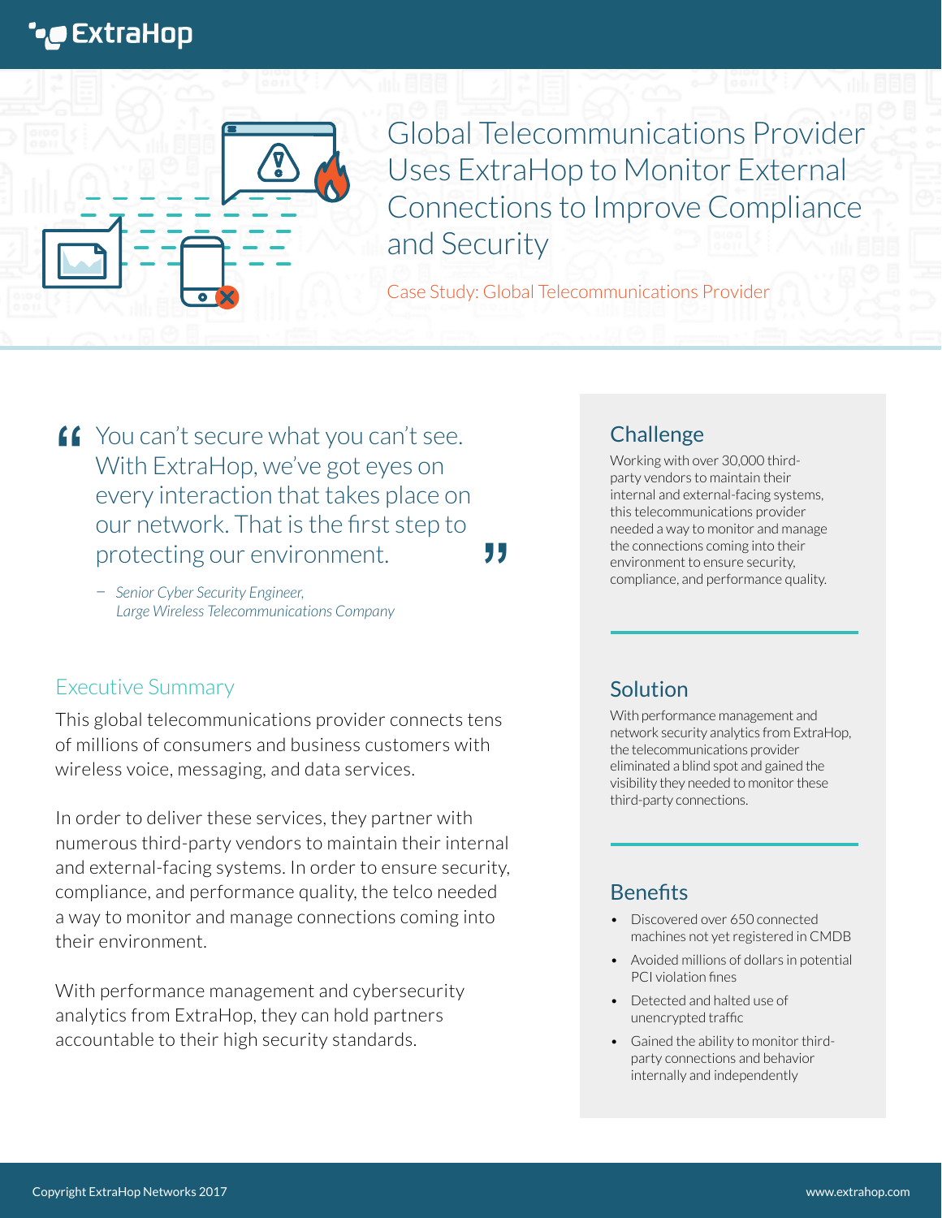ExtraHop

# Global Telecommunications Provider Uses ExtraHop to Monitor External Connections to Improve Compliance and Security

Case Study: Global Telecommunications Provider

> "You can't secure what you can't see. With ExtraHop, we've got eyes on every interaction that takes place on our network. That is the first step to protecting our environment."
>
> – *Senior Cyber Security Engineer, Large Wireless Telecommunications Company*

## Executive Summary

This global telecommunications provider connects tens of millions of consumers and business customers with wireless voice, messaging, and data services.

In order to deliver these services, they partner with numerous third-party vendors to maintain their internal and external-facing systems. In order to ensure security, compliance, and performance quality, the telco needed a way to monitor and manage connections coming into their environment.

With performance management and cybersecurity analytics from ExtraHop, they can hold partners accountable to their high security standards.

## Challenge

Working with over 30,000 third-party vendors to maintain their internal and external-facing systems, this telecommunications provider needed a way to monitor and manage the connections coming into their environment to ensure security, compliance, and performance quality.

## Solution

With performance management and network security analytics from ExtraHop, the telecommunications provider eliminated a blind spot and gained the visibility they needed to monitor these third-party connections.

## Benefits

- Discovered over 650 connected machines not yet registered in CMDB
- Avoided millions of dollars in potential PCI violation fines
- Detected and halted use of unencrypted traffic
- Gained the ability to monitor third-party connections and behavior internally and independently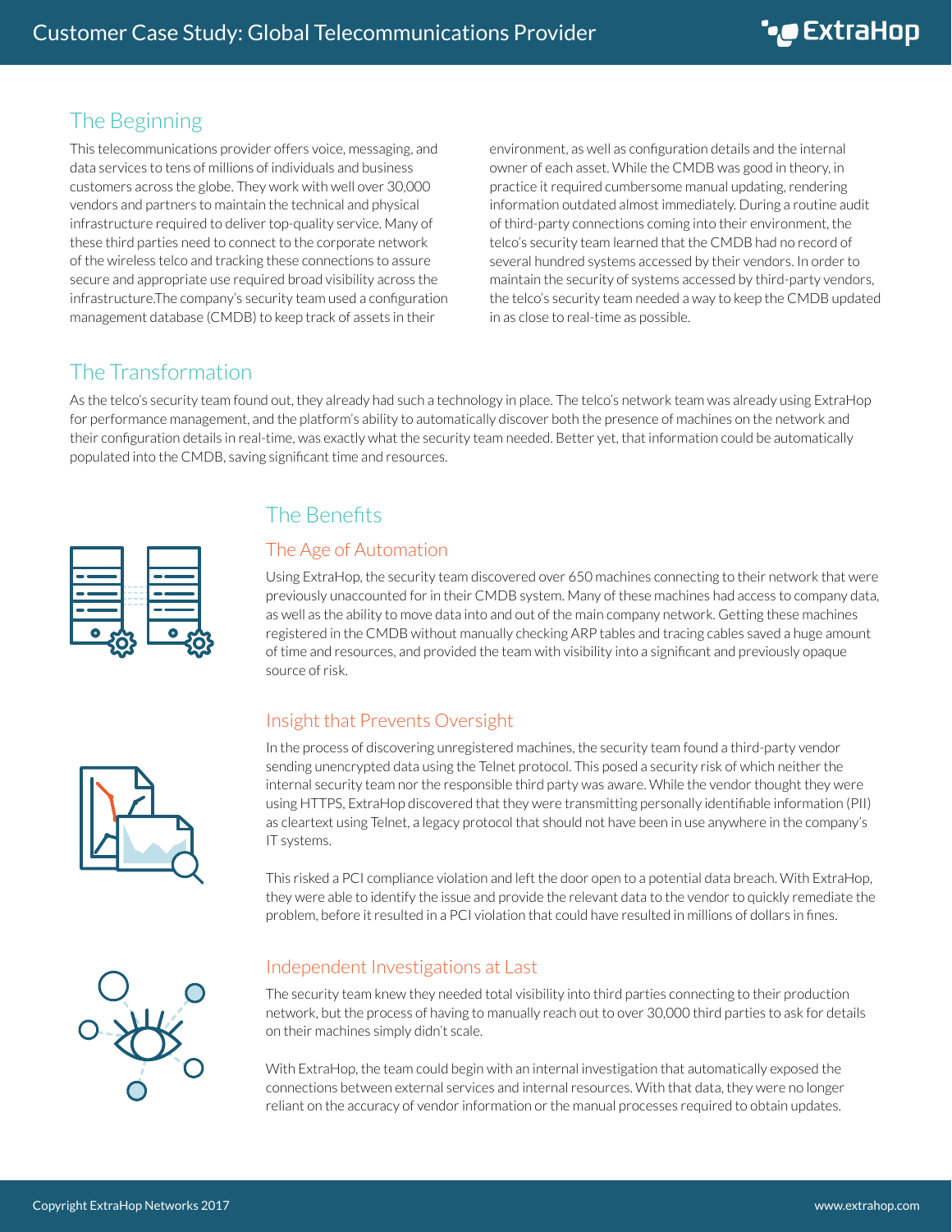# Customer Case Study: Global Telecommunications Provider

## The Beginning

This telecommunications provider offers voice, messaging, and data services to tens of millions of individuals and business customers across the globe. They work with well over 30,000 vendors and partners to maintain the technical and physical infrastructure required to deliver top-quality service. Many of these third parties need to connect to the corporate network of the wireless telco and tracking these connections to assure secure and appropriate use required broad visibility across the infrastructure.The company's security team used a configuration management database (CMDB) to keep track of assets in their environment, as well as configuration details and the internal owner of each asset. While the CMDB was good in theory, in practice it required cumbersome manual updating, rendering information outdated almost immediately. During a routine audit of third-party connections coming into their environment, the telco's security team learned that the CMDB had no record of several hundred systems accessed by their vendors. In order to maintain the security of systems accessed by third-party vendors, the telco's security team needed a way to keep the CMDB updated in as close to real-time as possible.

## The Transformation

As the telco's security team found out, they already had such a technology in place. The telco's network team was already using ExtraHop for performance management, and the platform's ability to automatically discover both the presence of machines on the network and their configuration details in real-time, was exactly what the security team needed. Better yet, that information could be automatically populated into the CMDB, saving significant time and resources.

## The Benefits

### The Age of Automation

Using ExtraHop, the security team discovered over 650 machines connecting to their network that were previously unaccounted for in their CMDB system. Many of these machines had access to company data, as well as the ability to move data into and out of the main company network. Getting these machines registered in the CMDB without manually checking ARP tables and tracing cables saved a huge amount of time and resources, and provided the team with visibility into a significant and previously opaque source of risk.

### Insight that Prevents Oversight

In the process of discovering unregistered machines, the security team found a third-party vendor sending unencrypted data using the Telnet protocol. This posed a security risk of which neither the internal security team nor the responsible third party was aware. While the vendor thought they were using HTTPS, ExtraHop discovered that they were transmitting personally identifiable information (PII) as cleartext using Telnet, a legacy protocol that should not have been in use anywhere in the company's IT systems.

This risked a PCI compliance violation and left the door open to a potential data breach. With ExtraHop, they were able to identify the issue and provide the relevant data to the vendor to quickly remediate the problem, before it resulted in a PCI violation that could have resulted in millions of dollars in fines.

### Independent Investigations at Last

The security team knew they needed total visibility into third parties connecting to their production network, but the process of having to manually reach out to over 30,000 third parties to ask for details on their machines simply didn't scale.

With ExtraHop, the team could begin with an internal investigation that automatically exposed the connections between external services and internal resources. With that data, they were no longer reliant on the accuracy of vendor information or the manual processes required to obtain updates.